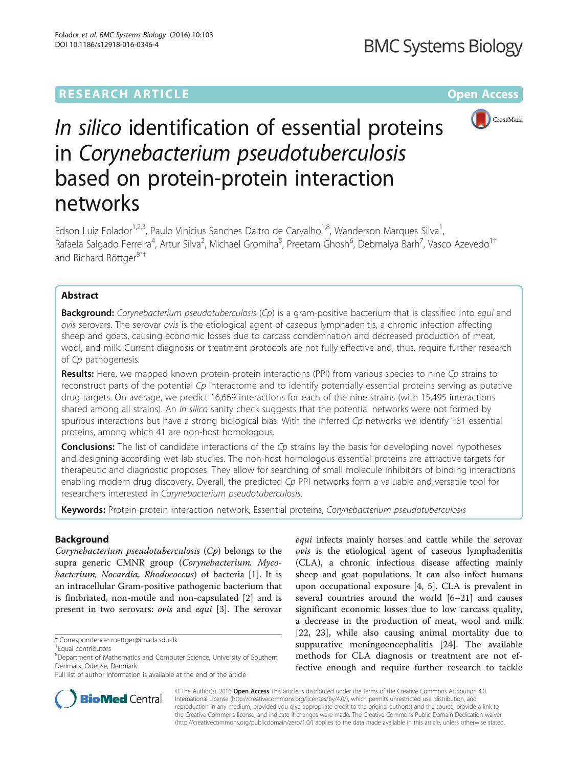RESEARCH ARTICLE Open Access

# *In silico* identification of essential proteins in *Corynebacterium pseudotuberculosis* based on protein-protein interaction networks

Edson Luiz Folador[1,2,3], Paulo Vinícius Sanches Daltro de Carvalho[1,8], Wanderson Marques Silva[1], Rafaela Salgado Ferreira[4], Artur Silva[2], Michael Gromiha[5], Preetam Ghosh[6], Debmalya Barh[7], Vasco Azevedo[1†] and Richard Röttger[8*†]

## Abstract

**Background:** *Corynebacterium pseudotuberculosis* (*Cp*) is a gram-positive bacterium that is classified into *equi* and *ovis* serovars. The serovar *ovis* is the etiological agent of caseous lymphadenitis, a chronic infection affecting sheep and goats, causing economic losses due to carcass condemnation and decreased production of meat, wool, and milk. Current diagnosis or treatment protocols are not fully effective and, thus, require further research of *Cp* pathogenesis.

**Results:** Here, we mapped known protein-protein interactions (PPI) from various species to nine *Cp* strains to reconstruct parts of the potential *Cp* interactome and to identify potentially essential proteins serving as putative drug targets. On average, we predict 16,669 interactions for each of the nine strains (with 15,495 interactions shared among all strains). An *in silico* sanity check suggests that the potential networks were not formed by spurious interactions but have a strong biological bias. With the inferred *Cp* networks we identify 181 essential proteins, among which 41 are non-host homologous.

**Conclusions:** The list of candidate interactions of the *Cp* strains lay the basis for developing novel hypotheses and designing according wet-lab studies. The non-host homologous essential proteins are attractive targets for therapeutic and diagnostic proposes. They allow for searching of small molecule inhibitors of binding interactions enabling modern drug discovery. Overall, the predicted *Cp* PPI networks form a valuable and versatile tool for researchers interested in *Corynebacterium pseudotuberculosis*.

**Keywords:** Protein-protein interaction network, Essential proteins, *Corynebacterium pseudotuberculosis*

## Background

*Corynebacterium pseudotuberculosis* (*Cp*) belongs to the supra generic CMNR group (*Corynebacterium, Mycobacterium, Nocardia, Rhodococcus*) of bacteria [1]. It is an intracellular Gram-positive pathogenic bacterium that is fimbriated, non-motile and non-capsulated [2] and is present in two serovars: *ovis* and *equi* [3]. The serovar *equi* infects mainly horses and cattle while the serovar *ovis* is the etiological agent of caseous lymphadenitis (CLA), a chronic infectious disease affecting mainly sheep and goat populations. It can also infect humans upon occupational exposure [4, 5]. CLA is prevalent in several countries around the world [6–21] and causes significant economic losses due to low carcass quality, a decrease in the production of meat, wool and milk [22, 23], while also causing animal mortality due to suppurative meningoencephalitis [24]. The available methods for CLA diagnosis or treatment are not effective enough and require further research to tackle

\* Correspondence: roettger@imada.sdu.dk
†Equal contributors
[8]Department of Mathematics and Computer Science, University of Southern Denmark, Odense, Denmark
Full list of author information is available at the end of the article

© The Author(s). 2016 **Open Access** This article is distributed under the terms of the Creative Commons Attribution 4.0 International License (http://creativecommons.org/licenses/by/4.0/), which permits unrestricted use, distribution, and reproduction in any medium, provided you give appropriate credit to the original author(s) and the source, provide a link to the Creative Commons license, and indicate if changes were made. The Creative Commons Public Domain Dedication waiver (http://creativecommons.org/publicdomain/zero/1.0/) applies to the data made available in this article, unless otherwise stated.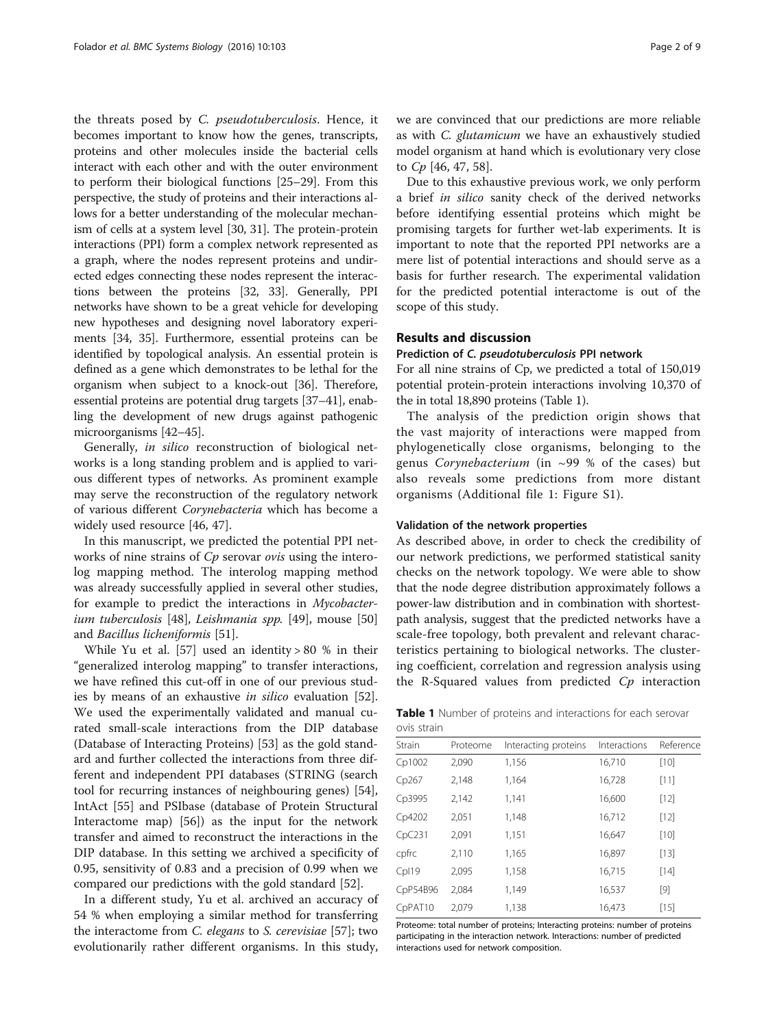the threats posed by *C. pseudotuberculosis*. Hence, it becomes important to know how the genes, transcripts, proteins and other molecules inside the bacterial cells interact with each other and with the outer environment to perform their biological functions [25–29]. From this perspective, the study of proteins and their interactions allows for a better understanding of the molecular mechanism of cells at a system level [30, 31]. The protein-protein interactions (PPI) form a complex network represented as a graph, where the nodes represent proteins and undirected edges connecting these nodes represent the interactions between the proteins [32, 33]. Generally, PPI networks have shown to be a great vehicle for developing new hypotheses and designing novel laboratory experiments [34, 35]. Furthermore, essential proteins can be identified by topological analysis. An essential protein is defined as a gene which demonstrates to be lethal for the organism when subject to a knock-out [36]. Therefore, essential proteins are potential drug targets [37–41], enabling the development of new drugs against pathogenic microorganisms [42–45].

Generally, *in silico* reconstruction of biological networks is a long standing problem and is applied to various different types of networks. As prominent example may serve the reconstruction of the regulatory network of various different *Corynebacteria* which has become a widely used resource [46, 47].

In this manuscript, we predicted the potential PPI networks of nine strains of *Cp* serovar *ovis* using the interolog mapping method. The interolog mapping method was already successfully applied in several other studies, for example to predict the interactions in *Mycobacterium tuberculosis* [48], *Leishmania spp.* [49], mouse [50] and *Bacillus licheniformis* [51].

While Yu et al. [57] used an identity > 80 % in their "generalized interolog mapping" to transfer interactions, we have refined this cut-off in one of our previous studies by means of an exhaustive *in silico* evaluation [52]. We used the experimentally validated and manual curated small-scale interactions from the DIP database (Database of Interacting Proteins) [53] as the gold standard and further collected the interactions from three different and independent PPI databases (STRING (search tool for recurring instances of neighbouring genes) [54], IntAct [55] and PSIbase (database of Protein Structural Interactome map) [56]) as the input for the network transfer and aimed to reconstruct the interactions in the DIP database. In this setting we archived a specificity of 0.95, sensitivity of 0.83 and a precision of 0.99 when we compared our predictions with the gold standard [52].

In a different study, Yu et al. archived an accuracy of 54 % when employing a similar method for transferring the interactome from *C. elegans* to *S. cerevisiae* [57]; two evolutionarily rather different organisms. In this study, we are convinced that our predictions are more reliable as with *C. glutamicum* we have an exhaustively studied model organism at hand which is evolutionary very close to *Cp* [46, 47, 58].

Due to this exhaustive previous work, we only perform a brief *in silico* sanity check of the derived networks before identifying essential proteins which might be promising targets for further wet-lab experiments. It is important to note that the reported PPI networks are a mere list of potential interactions and should serve as a basis for further research. The experimental validation for the predicted potential interactome is out of the scope of this study.

## Results and discussion

### Prediction of *C. pseudotuberculosis* PPI network

For all nine strains of Cp, we predicted a total of 150,019 potential protein-protein interactions involving 10,370 of the in total 18,890 proteins (Table 1).

The analysis of the prediction origin shows that the vast majority of interactions were mapped from phylogenetically close organisms, belonging to the genus *Corynebacterium* (in ~99 % of the cases) but also reveals some predictions from more distant organisms (Additional file 1: Figure S1).

### Validation of the network properties

As described above, in order to check the credibility of our network predictions, we performed statistical sanity checks on the network topology. We were able to show that the node degree distribution approximately follows a power-law distribution and in combination with shortest-path analysis, suggest that the predicted networks have a scale-free topology, both prevalent and relevant characteristics pertaining to biological networks. The clustering coefficient, correlation and regression analysis using the R-Squared values from predicted *Cp* interaction

**Table 1** Number of proteins and interactions for each serovar ovis strain

| Strain | Proteome | Interacting proteins | Interactions | Reference |
|---|---|---|---|---|
| Cp1002 | 2,090 | 1,156 | 16,710 | [10] |
| Cp267 | 2,148 | 1,164 | 16,728 | [11] |
| Cp3995 | 2,142 | 1,141 | 16,600 | [12] |
| Cp4202 | 2,051 | 1,148 | 16,712 | [12] |
| CpC231 | 2,091 | 1,151 | 16,647 | [10] |
| cpfrc | 2,110 | 1,165 | 16,897 | [13] |
| Cpl19 | 2,095 | 1,158 | 16,715 | [14] |
| CpP54B96 | 2,084 | 1,149 | 16,537 | [9] |
| CpPAT10 | 2,079 | 1,138 | 16,473 | [15] |

Proteome: total number of proteins; Interacting proteins: number of proteins participating in the interaction network. Interactions: number of predicted interactions used for network composition.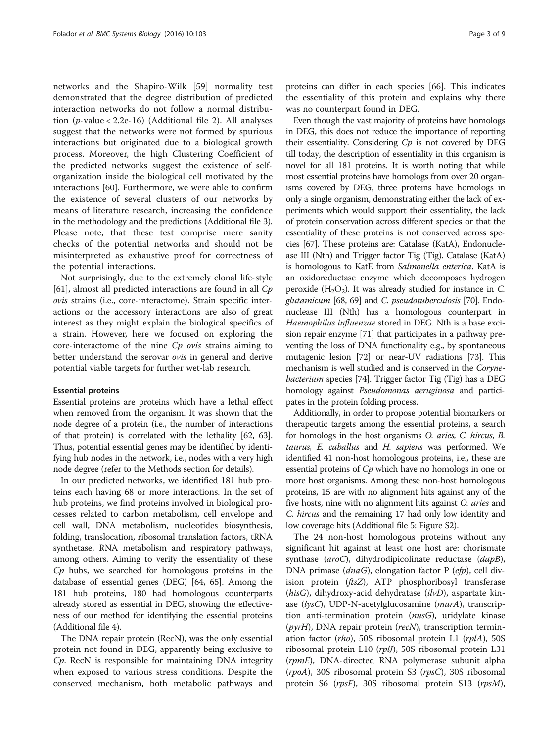networks and the Shapiro-Wilk [59] normality test demonstrated that the degree distribution of predicted interaction networks do not follow a normal distribution ($p$-value < 2.2e-16) (Additional file 2). All analyses suggest that the networks were not formed by spurious interactions but originated due to a biological growth process. Moreover, the high Clustering Coefficient of the predicted networks suggest the existence of self-organization inside the biological cell motivated by the interactions [60]. Furthermore, we were able to confirm the existence of several clusters of our networks by means of literature research, increasing the confidence in the methodology and the predictions (Additional file 3). Please note, that these test comprise mere sanity checks of the potential networks and should not be misinterpreted as exhaustive proof for correctness of the potential interactions.

Not surprisingly, due to the extremely clonal life-style [61], almost all predicted interactions are found in all *Cp ovis* strains (i.e., core-interactome). Strain specific interactions or the accessory interactions are also of great interest as they might explain the biological specifics of a strain. However, here we focused on exploring the core-interactome of the nine *Cp ovis* strains aiming to better understand the serovar *ovis* in general and derive potential viable targets for further wet-lab research.

### Essential proteins

Essential proteins are proteins which have a lethal effect when removed from the organism. It was shown that the node degree of a protein (i.e., the number of interactions of that protein) is correlated with the lethality [62, 63]. Thus, potential essential genes may be identified by identifying hub nodes in the network, i.e., nodes with a very high node degree (refer to the Methods section for details).

In our predicted networks, we identified 181 hub proteins each having 68 or more interactions. In the set of hub proteins, we find proteins involved in biological processes related to carbon metabolism, cell envelope and cell wall, DNA metabolism, nucleotides biosynthesis, folding, translocation, ribosomal translation factors, tRNA synthetase, RNA metabolism and respiratory pathways, among others. Aiming to verify the essentiality of these *Cp* hubs, we searched for homologous proteins in the database of essential genes (DEG) [64, 65]. Among the 181 hub proteins, 180 had homologous counterparts already stored as essential in DEG, showing the effectiveness of our method for identifying the essential proteins (Additional file 4).

The DNA repair protein (RecN), was the only essential protein not found in DEG, apparently being exclusive to *Cp*. RecN is responsible for maintaining DNA integrity when exposed to various stress conditions. Despite the conserved mechanism, both metabolic pathways and proteins can differ in each species [66]. This indicates the essentiality of this protein and explains why there was no counterpart found in DEG.

Even though the vast majority of proteins have homologs in DEG, this does not reduce the importance of reporting their essentiality. Considering *Cp* is not covered by DEG till today, the description of essentiality in this organism is novel for all 181 proteins. It is worth noting that while most essential proteins have homologs from over 20 organisms covered by DEG, three proteins have homologs in only a single organism, demonstrating either the lack of experiments which would support their essentiality, the lack of protein conservation across different species or that the essentiality of these proteins is not conserved across species [67]. These proteins are: Catalase (KatA), Endonuclease III (Nth) and Trigger factor Tig (Tig). Catalase (KatA) is homologous to KatE from *Salmonella enterica*. KatA is an oxidoreductase enzyme which decomposes hydrogen peroxide ($H_2O_2$). It was already studied for instance in *C. glutamicum* [68, 69] and *C. pseudotuberculosis* [70]. Endonuclease III (Nth) has a homologous counterpart in *Haemophilus influenzae* stored in DEG. Nth is a base excision repair enzyme [71] that participates in a pathway preventing the loss of DNA functionality e.g., by spontaneous mutagenic lesion [72] or near-UV radiations [73]. This mechanism is well studied and is conserved in the *Corynebacterium* species [74]. Trigger factor Tig (Tig) has a DEG homology against *Pseudomonas aeruginosa* and participates in the protein folding process.

Additionally, in order to propose potential biomarkers or therapeutic targets among the essential proteins, a search for homologs in the host organisms *O. aries, C. hircus, B. taurus, E. caballus* and *H. sapiens* was performed. We identified 41 non-host homologous proteins, i.e., these are essential proteins of *Cp* which have no homologs in one or more host organisms. Among these non-host homologous proteins, 15 are with no alignment hits against any of the five hosts, nine with no alignment hits against *O. aries* and *C. hircus* and the remaining 17 had only low identity and low coverage hits (Additional file 5: Figure S2).

The 24 non-host homologous proteins without any significant hit against at least one host are: chorismate synthase (*aroC*), dihydrodipicolinate reductase (*dapB*), DNA primase (*dnaG*), elongation factor P (*efp*), cell division protein (*ftsZ*), ATP phosphoribosyl transferase (*hisG*), dihydroxy-acid dehydratase (*ilvD*), aspartate kinase (*lysC*), UDP-N-acetylglucosamine (*murA*), transcription anti-termination protein (*nusG*), uridylate kinase (*pyrH*), DNA repair protein (*recN*), transcription termination factor (*rho*), 50S ribosomal protein L1 (*rplA*), 50S ribosomal protein L10 (*rplJ*), 50S ribosomal protein L31 (*rpmE*), DNA-directed RNA polymerase subunit alpha (*rpoA*), 30S ribosomal protein S3 (*rpsC*), 30S ribosomal protein S6 (*rpsF*), 30S ribosomal protein S13 (*rpsM*),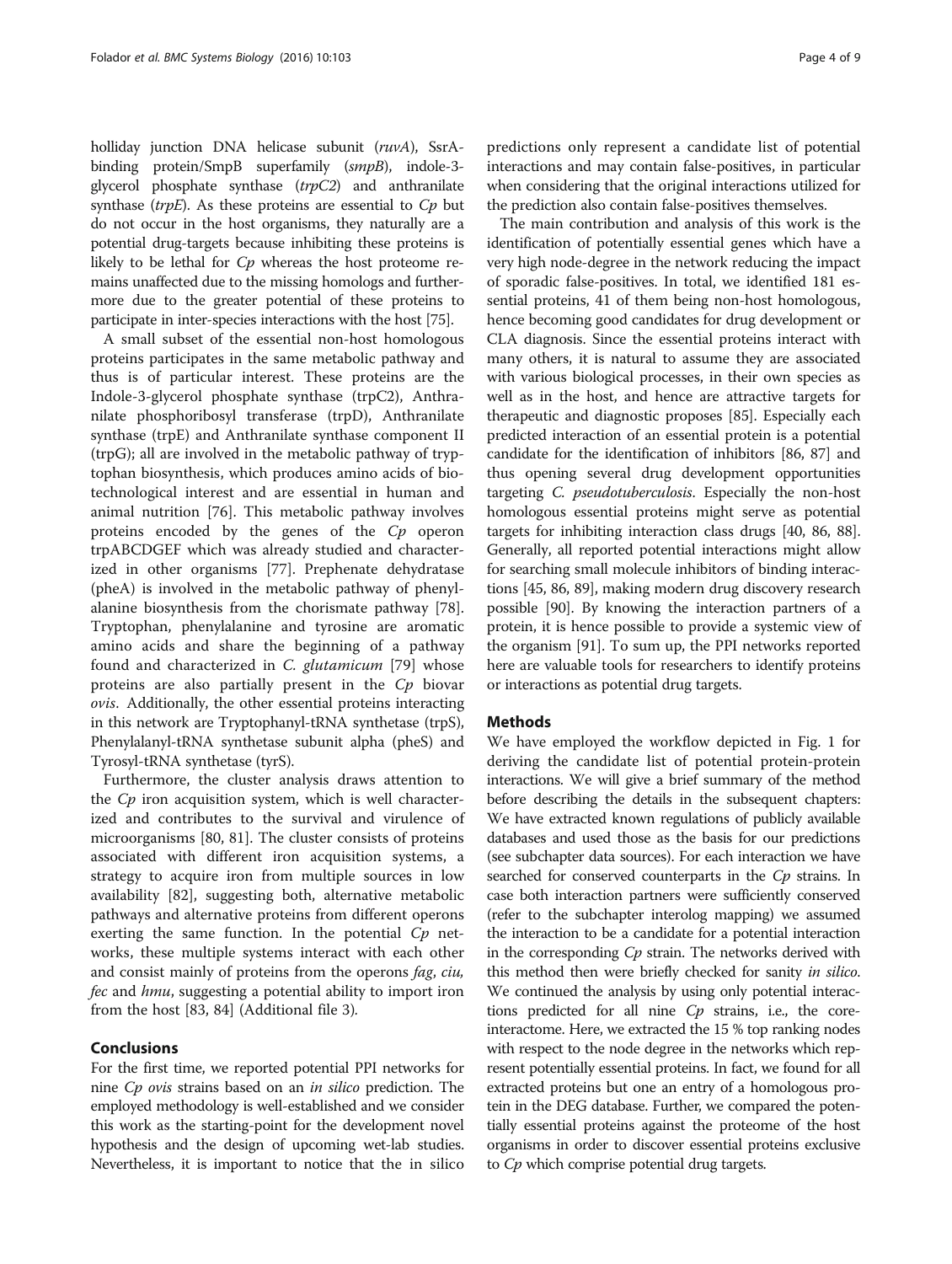holliday junction DNA helicase subunit (*ruvA*), SsrA-binding protein/SmpB superfamily (*smpB*), indole-3-glycerol phosphate synthase (*trpC2*) and anthranilate synthase (*trpE*). As these proteins are essential to *Cp* but do not occur in the host organisms, they naturally are a potential drug-targets because inhibiting these proteins is likely to be lethal for *Cp* whereas the host proteome remains unaffected due to the missing homologs and furthermore due to the greater potential of these proteins to participate in inter-species interactions with the host [75].

A small subset of the essential non-host homologous proteins participates in the same metabolic pathway and thus is of particular interest. These proteins are the Indole-3-glycerol phosphate synthase (trpC2), Anthranilate phosphoribosyl transferase (trpD), Anthranilate synthase (trpE) and Anthranilate synthase component II (trpG); all are involved in the metabolic pathway of tryptophan biosynthesis, which produces amino acids of biotechnological interest and are essential in human and animal nutrition [76]. This metabolic pathway involves proteins encoded by the genes of the *Cp* operon trpABCDGEF which was already studied and characterized in other organisms [77]. Prephenate dehydratase (pheA) is involved in the metabolic pathway of phenylalanine biosynthesis from the chorismate pathway [78]. Tryptophan, phenylalanine and tyrosine are aromatic amino acids and share the beginning of a pathway found and characterized in *C. glutamicum* [79] whose proteins are also partially present in the *Cp* biovar *ovis*. Additionally, the other essential proteins interacting in this network are Tryptophanyl-tRNA synthetase (trpS), Phenylalanyl-tRNA synthetase subunit alpha (pheS) and Tyrosyl-tRNA synthetase (tyrS).

Furthermore, the cluster analysis draws attention to the *Cp* iron acquisition system, which is well characterized and contributes to the survival and virulence of microorganisms [80, 81]. The cluster consists of proteins associated with different iron acquisition systems, a strategy to acquire iron from multiple sources in low availability [82], suggesting both, alternative metabolic pathways and alternative proteins from different operons exerting the same function. In the potential *Cp* networks, these multiple systems interact with each other and consist mainly of proteins from the operons *fag*, *ciu*, *fec* and *hmu*, suggesting a potential ability to import iron from the host [83, 84] (Additional file 3).

## Conclusions

For the first time, we reported potential PPI networks for nine *Cp ovis* strains based on an *in silico* prediction. The employed methodology is well-established and we consider this work as the starting-point for the development novel hypothesis and the design of upcoming wet-lab studies. Nevertheless, it is important to notice that the in silico predictions only represent a candidate list of potential interactions and may contain false-positives, in particular when considering that the original interactions utilized for the prediction also contain false-positives themselves.

The main contribution and analysis of this work is the identification of potentially essential genes which have a very high node-degree in the network reducing the impact of sporadic false-positives. In total, we identified 181 essential proteins, 41 of them being non-host homologous, hence becoming good candidates for drug development or CLA diagnosis. Since the essential proteins interact with many others, it is natural to assume they are associated with various biological processes, in their own species as well as in the host, and hence are attractive targets for therapeutic and diagnostic proposes [85]. Especially each predicted interaction of an essential protein is a potential candidate for the identification of inhibitors [86, 87] and thus opening several drug development opportunities targeting *C. pseudotuberculosis*. Especially the non-host homologous essential proteins might serve as potential targets for inhibiting interaction class drugs [40, 86, 88]. Generally, all reported potential interactions might allow for searching small molecule inhibitors of binding interactions [45, 86, 89], making modern drug discovery research possible [90]. By knowing the interaction partners of a protein, it is hence possible to provide a systemic view of the organism [91]. To sum up, the PPI networks reported here are valuable tools for researchers to identify proteins or interactions as potential drug targets.

## Methods

We have employed the workflow depicted in Fig. 1 for deriving the candidate list of potential protein-protein interactions. We will give a brief summary of the method before describing the details in the subsequent chapters: We have extracted known regulations of publicly available databases and used those as the basis for our predictions (see subchapter data sources). For each interaction we have searched for conserved counterparts in the *Cp* strains. In case both interaction partners were sufficiently conserved (refer to the subchapter interolog mapping) we assumed the interaction to be a candidate for a potential interaction in the corresponding *Cp* strain. The networks derived with this method then were briefly checked for sanity *in silico*. We continued the analysis by using only potential interactions predicted for all nine *Cp* strains, i.e., the core-interactome. Here, we extracted the 15 % top ranking nodes with respect to the node degree in the networks which represent potentially essential proteins. In fact, we found for all extracted proteins but one an entry of a homologous protein in the DEG database. Further, we compared the potentially essential proteins against the proteome of the host organisms in order to discover essential proteins exclusive to *Cp* which comprise potential drug targets.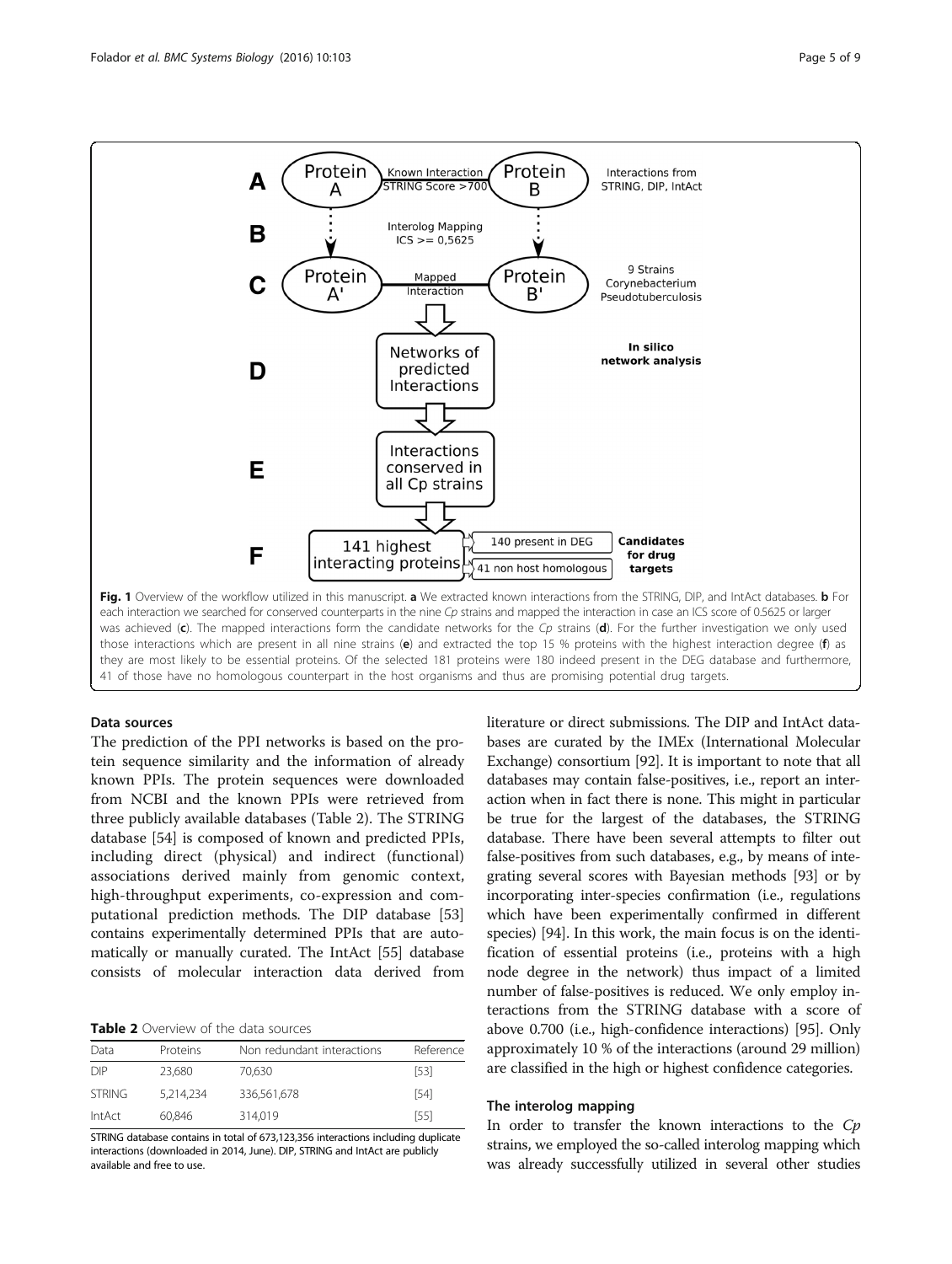Fig. 1 Overview of the workflow utilized in this manuscript. **a** We extracted known interactions from the STRING, DIP, and IntAct databases. **b** For each interaction we searched for conserved counterparts in the nine *Cp* strains and mapped the interaction in case an ICS score of 0.5625 or larger was achieved (**c**). The mapped interactions form the candidate networks for the *Cp* strains (**d**). For the further investigation we only used those interactions which are present in all nine strains (**e**) and extracted the top 15 % proteins with the highest interaction degree (**f**) as they are most likely to be essential proteins. Of the selected 181 proteins were 180 indeed present in the DEG database and furthermore, 41 of those have no homologous counterpart in the host organisms and thus are promising potential drug targets.

### Data sources

The prediction of the PPI networks is based on the protein sequence similarity and the information of already known PPIs. The protein sequences were downloaded from NCBI and the known PPIs were retrieved from three publicly available databases (Table 2). The STRING database [54] is composed of known and predicted PPIs, including direct (physical) and indirect (functional) associations derived mainly from genomic context, high-throughput experiments, co-expression and computational prediction methods. The DIP database [53] contains experimentally determined PPIs that are automatically or manually curated. The IntAct [55] database consists of molecular interaction data derived from literature or direct submissions. The DIP and IntAct databases are curated by the IMEx (International Molecular Exchange) consortium [92]. It is important to note that all databases may contain false-positives, i.e., report an interaction when in fact there is none. This might in particular be true for the largest of the databases, the STRING database. There have been several attempts to filter out false-positives from such databases, e.g., by means of integrating several scores with Bayesian methods [93] or by incorporating inter-species confirmation (i.e., regulations which have been experimentally confirmed in different species) [94]. In this work, the main focus is on the identification of essential proteins (i.e., proteins with a high node degree in the network) thus impact of a limited number of false-positives is reduced. We only employ interactions from the STRING database with a score of above 0.700 (i.e., high-confidence interactions) [95]. Only approximately 10 % of the interactions (around 29 million) are classified in the high or highest confidence categories.

**Table 2** Overview of the data sources

| Data | Proteins | Non redundant interactions | Reference |
|---|---|---|---|
| DIP | 23,680 | 70,630 | [53] |
| STRING | 5,214,234 | 336,561,678 | [54] |
| IntAct | 60,846 | 314,019 | [55] |

STRING database contains in total of 673,123,356 interactions including duplicate interactions (downloaded in 2014, June). DIP, STRING and IntAct are publicly available and free to use.

### The interolog mapping

In order to transfer the known interactions to the *Cp* strains, we employed the so-called interolog mapping which was already successfully utilized in several other studies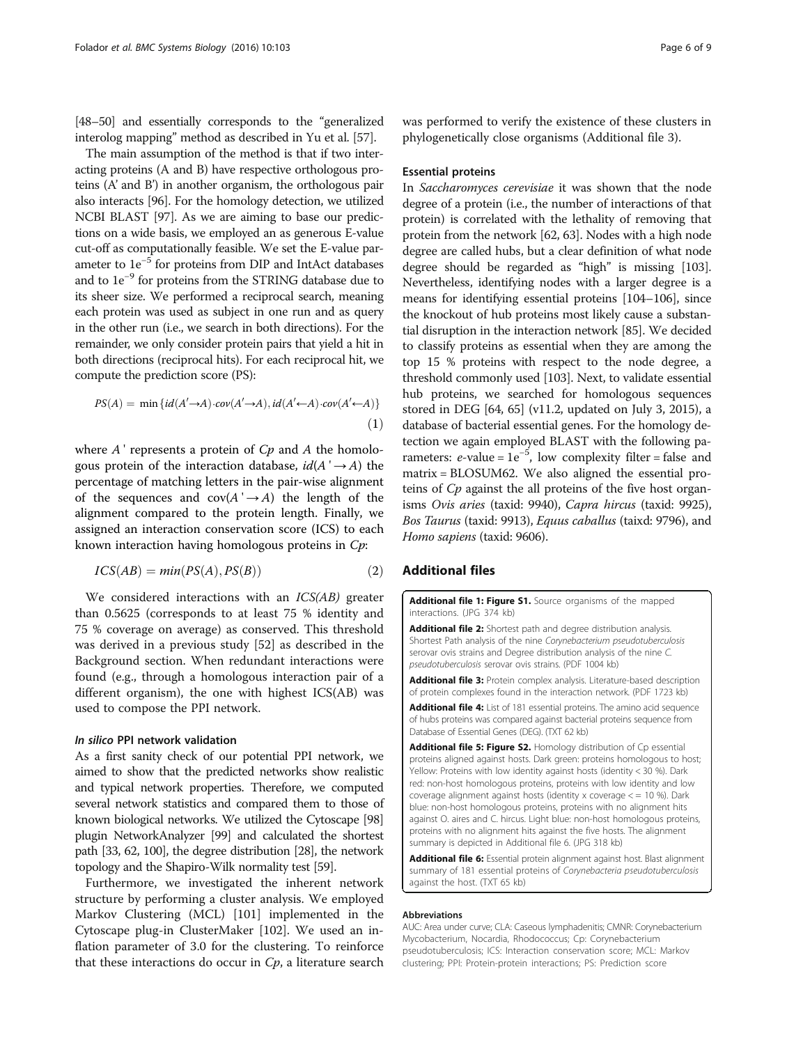[48–50] and essentially corresponds to the "generalized interolog mapping" method as described in Yu et al. [57].

The main assumption of the method is that if two interacting proteins (A and B) have respective orthologous proteins (A' and B') in another organism, the orthologous pair also interacts [96]. For the homology detection, we utilized NCBI BLAST [97]. As we are aiming to base our predictions on a wide basis, we employed an as generous E-value cut-off as computationally feasible. We set the E-value parameter to $1e^{-5}$ for proteins from DIP and IntAct databases and to $1e^{-9}$ for proteins from the STRING database due to its sheer size. We performed a reciprocal search, meaning each protein was used as subject in one run and as query in the other run (i.e., we search in both directions). For the remainder, we only consider protein pairs that yield a hit in both directions (reciprocal hits). For each reciprocal hit, we compute the prediction score (PS):

$$PS(A) = \min\{id(A'\rightarrow A)\cdot cov(A'\rightarrow A), id(A'\leftarrow A)\cdot cov(A'\leftarrow A)\} \tag{1}$$

where $A'$ represents a protein of *Cp* and *A* the homologous protein of the interaction database, $id(A'\rightarrow A)$ the percentage of matching letters in the pair-wise alignment of the sequences and $\text{cov}(A'\rightarrow A)$ the length of the alignment compared to the protein length. Finally, we assigned an interaction conservation score (ICS) to each known interaction having homologous proteins in *Cp*:

$$ICS(AB) = min(PS(A), PS(B)) \tag{2}$$

We considered interactions with an *ICS(AB)* greater than 0.5625 (corresponds to at least 75 % identity and 75 % coverage on average) as conserved. This threshold was derived in a previous study [52] as described in the Background section. When redundant interactions were found (e.g., through a homologous interaction pair of a different organism), the one with highest ICS(AB) was used to compose the PPI network.

#### *In silico* PPI network validation

As a first sanity check of our potential PPI network, we aimed to show that the predicted networks show realistic and typical network properties. Therefore, we computed several network statistics and compared them to those of known biological networks. We utilized the Cytoscape [98] plugin NetworkAnalyzer [99] and calculated the shortest path [33, 62, 100], the degree distribution [28], the network topology and the Shapiro-Wilk normality test [59].

Furthermore, we investigated the inherent network structure by performing a cluster analysis. We employed Markov Clustering (MCL) [101] implemented in the Cytoscape plug-in ClusterMaker [102]. We used an inflation parameter of 3.0 for the clustering. To reinforce that these interactions do occur in *Cp*, a literature search was performed to verify the existence of these clusters in phylogenetically close organisms (Additional file 3).

### Essential proteins

In *Saccharomyces cerevisiae* it was shown that the node degree of a protein (i.e., the number of interactions of that protein) is correlated with the lethality of removing that protein from the network [62, 63]. Nodes with a high node degree are called hubs, but a clear definition of what node degree should be regarded as "high" is missing [103]. Nevertheless, identifying nodes with a larger degree is a means for identifying essential proteins [104–106], since the knockout of hub proteins most likely cause a substantial disruption in the interaction network [85]. We decided to classify proteins as essential when they are among the top 15 % proteins with respect to the node degree, a threshold commonly used [103]. Next, to validate essential hub proteins, we searched for homologous sequences stored in DEG [64, 65] (v11.2, updated on July 3, 2015), a database of bacterial essential genes. For the homology detection we again employed BLAST with the following parameters: *e*-value = $1e^{-5}$, low complexity filter = false and matrix = BLOSUM62. We also aligned the essential proteins of *Cp* against the all proteins of the five host organisms *Ovis aries* (taxid: 9940), *Capra hircus* (taxid: 9925), *Bos Taurus* (taxid: 9913), *Equus caballus* (taixd: 9796), and *Homo sapiens* (taxid: 9606).

## Additional files

**Additional file 1: Figure S1.** Source organisms of the mapped interactions. (JPG 374 kb)

**Additional file 2:** Shortest path and degree distribution analysis. Shortest Path analysis of the nine *Corynebacterium pseudotuberculosis* serovar ovis strains and Degree distribution analysis of the nine *C. pseudotuberculosis* serovar ovis strains. (PDF 1004 kb)

**Additional file 3:** Protein complex analysis. Literature-based description of protein complexes found in the interaction network. (PDF 1723 kb)

**Additional file 4:** List of 181 essential proteins. The amino acid sequence of hubs proteins was compared against bacterial proteins sequence from Database of Essential Genes (DEG). (TXT 62 kb)

**Additional file 5: Figure S2.** Homology distribution of Cp essential proteins aligned against hosts. Dark green: proteins homologous to host; Yellow: Proteins with low identity against hosts (identity < 30 %). Dark red: non-host homologous proteins, proteins with low identity and low coverage alignment against hosts (identity x coverage <= 10 %). Dark blue: non-host homologous proteins, proteins with no alignment hits against O. aires and C. hircus. Light blue: non-host homologous proteins, proteins with no alignment hits against the five hosts. The alignment summary is depicted in Additional file 6. (JPG 318 kb)

**Additional file 6:** Essential protein alignment against host. Blast alignment summary of 181 essential proteins of *Corynebacteria pseudotuberculosis* against the host. (TXT 65 kb)

#### Abbreviations

AUC: Area under curve; CLA: Caseous lymphadenitis; CMNR: Corynebacterium Mycobacterium, Nocardia, Rhodococcus; Cp: Corynebacterium pseudotuberculosis; ICS: Interaction conservation score; MCL: Markov clustering; PPI: Protein-protein interactions; PS: Prediction score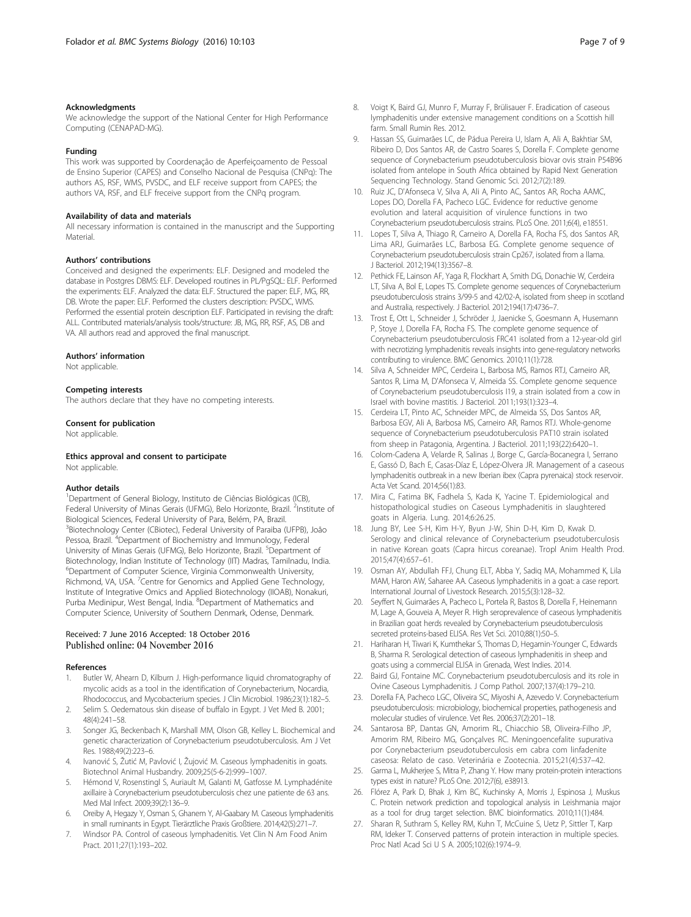### Acknowledgments

We acknowledge the support of the National Center for High Performance Computing (CENAPAD-MG).

### Funding

This work was supported by Coordenação de Aperfeiçoamento de Pessoal de Ensino Superior (CAPES) and Conselho Nacional de Pesquisa (CNPq): The authors AS, RSF, WMS, PVSDC, and ELF receive support from CAPES; the authors VA, RSF, and ELF freceive support from the CNPq program.

### Availability of data and materials

All necessary information is contained in the manuscript and the Supporting Material.

### Authors' contributions

Conceived and designed the experiments: ELF. Designed and modeled the database in Postgres DBMS: ELF. Developed routines in PL/PgSQL: ELF. Performed the experiments: ELF. Analyzed the data: ELF. Structured the paper: ELF, MG, RR, DB. Wrote the paper: ELF. Performed the clusters description: PVSDC, WMS. Performed the essential protein description ELF. Participated in revising the draft: ALL. Contributed materials/analysis tools/structure: JB, MG, RR, RSF, AS, DB and VA. All authors read and approved the final manuscript.

### Authors' information

Not applicable.

### Competing interests

The authors declare that they have no competing interests.

### Consent for publication

Not applicable.

### Ethics approval and consent to participate

Not applicable.

### Author details

[1]Department of General Biology, Instituto de Ciências Biológicas (ICB), Federal University of Minas Gerais (UFMG), Belo Horizonte, Brazil. [2]Institute of Biological Sciences, Federal University of Para, Belém, PA, Brazil. [3]Biotechnology Center (CBiotec), Federal University of Paraiba (UFPB), João Pessoa, Brazil. [4]Department of Biochemistry and Immunology, Federal University of Minas Gerais (UFMG), Belo Horizonte, Brazil. [5]Department of Biotechnology, Indian Institute of Technology (IIT) Madras, Tamilnadu, India. [6]Department of Computer Science, Virginia Commonwealth University, Richmond, VA, USA. [7]Centre for Genomics and Applied Gene Technology, Institute of Integrative Omics and Applied Biotechnology (IIOAB), Nonakuri, Purba Medinipur, West Bengal, India. [8]Department of Mathematics and Computer Science, University of Southern Denmark, Odense, Denmark.

Received: 7 June 2016 Accepted: 18 October 2016
Published online: 04 November 2016

### References

1. Butler W, Ahearn D, Kilburn J. High-performance liquid chromatography of mycolic acids as a tool in the identification of Corynebacterium, Nocardia, Rhodococcus, and Mycobacterium species. J Clin Microbiol. 1986;23(1):182–5.
2. Selim S. Oedematous skin disease of buffalo in Egypt. J Vet Med B. 2001; 48(4):241–58.
3. Songer JG, Beckenbach K, Marshall MM, Olson GB, Kelley L. Biochemical and genetic characterization of Corynebacterium pseudotuberculosis. Am J Vet Res. 1988;49(2):223–6.
4. Ivanović S, Žutić M, Pavlović I, Žujović M. Caseous lymphadenitis in goats. Biotechnol Animal Husbandry. 2009;25(5-6-2):999–1007.
5. Hémond V, Rosenstingl S, Auriault M, Galanti M, Gatfosse M. Lymphadénite axillaire à Corynebacterium pseudotuberculosis chez une patiente de 63 ans. Med Mal Infect. 2009;39(2):136–9.
6. Oreiby A, Hegazy Y, Osman S, Ghanem Y, Al-Gaabary M. Caseous lymphadenitis in small ruminants in Egypt. Tierärztliche Praxis Großtiere. 2014;42(5):271–7.
7. Windsor PA. Control of caseous lymphadenitis. Vet Clin N Am Food Anim Pract. 2011;27(1):193–202.
8. Voigt K, Baird GJ, Munro F, Murray F, Brülisauer F. Eradication of caseous lymphadenitis under extensive management conditions on a Scottish hill farm. Small Rumin Res. 2012.
9. Hassan SS, Guimarães LC, de Pádua Pereira U, Islam A, Ali A, Bakhtiar SM, Ribeiro D, Dos Santos AR, de Castro Soares S, Dorella F. Complete genome sequence of Corynebacterium pseudotuberculosis biovar ovis strain P54B96 isolated from antelope in South Africa obtained by Rapid Next Generation Sequencing Technology. Stand Genomic Sci. 2012;7(2):189.
10. Ruiz JC, D'Afonseca V, Silva A, Ali A, Pinto AC, Santos AR, Rocha AAMC, Lopes DO, Dorella FA, Pacheco LGC. Evidence for reductive genome evolution and lateral acquisition of virulence functions in two Corynebacterium pseudotuberculosis strains. PLoS One. 2011;6(4), e18551.
11. Lopes T, Silva A, Thiago R, Carneiro A, Dorella FA, Rocha FS, dos Santos AR, Lima ARJ, Guimarães LC, Barbosa EG. Complete genome sequence of Corynebacterium pseudotuberculosis strain Cp267, isolated from a llama. J Bacteriol. 2012;194(13):3567–8.
12. Pethick FE, Lainson AF, Yaga R, Flockhart A, Smith DG, Donachie W, Cerdeira LT, Silva A, Bol E, Lopes TS. Complete genome sequences of Corynebacterium pseudotuberculosis strains 3/99-5 and 42/02-A, isolated from sheep in scotland and Australia, respectively. J Bacteriol. 2012;194(17):4736–7.
13. Trost E, Ott L, Schneider J, Schröder J, Jaenicke S, Goesmann A, Husemann P, Stoye J, Dorella FA, Rocha FS. The complete genome sequence of Corynebacterium pseudotuberculosis FRC41 isolated from a 12-year-old girl with necrotizing lymphadenitis reveals insights into gene-regulatory networks contributing to virulence. BMC Genomics. 2010;11(1):728.
14. Silva A, Schneider MPC, Cerdeira L, Barbosa MS, Ramos RTJ, Carneiro AR, Santos R, Lima M, D'Afonseca V, Almeida SS. Complete genome sequence of Corynebacterium pseudotuberculosis I19, a strain isolated from a cow in Israel with bovine mastitis. J Bacteriol. 2011;193(1):323–4.
15. Cerdeira LT, Pinto AC, Schneider MPC, de Almeida SS, Dos Santos AR, Barbosa EGV, Ali A, Barbosa MS, Carneiro AR, Ramos RTJ. Whole-genome sequence of Corynebacterium pseudotuberculosis PAT10 strain isolated from sheep in Patagonia, Argentina. J Bacteriol. 2011;193(22):6420–1.
16. Colom-Cadena A, Velarde R, Salinas J, Borge C, García-Bocanegra I, Serrano E, Gassó D, Bach E, Casas-Díaz E, López-Olvera JR. Management of a caseous lymphadenitis outbreak in a new Iberian ibex (Capra pyrenaica) stock reservoir. Acta Vet Scand. 2014;56(1):83.
17. Mira C, Fatima BK, Fadhela S, Kada K, Yacine T. Epidemiological and histopathological studies on Caseous Lymphadenitis in slaughtered goats in Algeria. Lung. 2014;6:26.25.
18. Jung BY, Lee S-H, Kim H-Y, Byun J-W, Shin D-H, Kim D, Kwak D. Serology and clinical relevance of Corynebacterium pseudotuberculosis in native Korean goats (Capra hircus coreanae). Tropl Anim Health Prod. 2015;47(4):657–61.
19. Osman AY, Abdullah FFJ, Chung ELT, Abba Y, Sadiq MA, Mohammed K, Lila MAM, Haron AW, Saharee AA. Caseous lymphadenitis in a goat: a case report. International Journal of Livestock Research. 2015;5(3):128–32.
20. Seyffert N, Guimarães A, Pacheco L, Portela R, Bastos B, Dorella F, Heinemann M, Lage A, Gouveia A, Meyer R. High seroprevalence of caseous lymphadenitis in Brazilian goat herds revealed by Corynebacterium pseudotuberculosis secreted proteins-based ELISA. Res Vet Sci. 2010;88(1):50–5.
21. Hariharan H, Tiwari K, Kumthekar S, Thomas D, Hegamin-Younger C, Edwards B, Sharma R. Serological detection of caseous lymphadenitis in sheep and goats using a commercial ELISA in Grenada, West Indies. 2014.
22. Baird GJ, Fontaine MC. Corynebacterium pseudotuberculosis and its role in Ovine Caseous Lymphadenitis. J Comp Pathol. 2007;137(4):179–210.
23. Dorella FA, Pacheco LGC, Oliveira SC, Miyoshi A, Azevedo V. Corynebacterium pseudotuberculosis: microbiology, biochemical properties, pathogenesis and molecular studies of virulence. Vet Res. 2006;37(2):201–18.
24. Santarosa BP, Dantas GN, Amorim RL, Chiacchio SB, Oliveira-Filho JP, Amorim RM, Ribeiro MG, Gonçalves RC. Meningoencefalite supurativa por Corynebacterium pseudotuberculosis em cabra com linfadenite caseosa: Relato de caso. Veterinária e Zootecnia. 2015;21(4):537–42.
25. Garma L, Mukherjee S, Mitra P, Zhang Y. How many protein-protein interactions types exist in nature? PLoS One. 2012;7(6), e38913.
26. Flórez A, Park D, Bhak J, Kim BC, Kuchinsky A, Morris J, Espinosa J, Muskus C. Protein network prediction and topological analysis in Leishmania major as a tool for drug target selection. BMC bioinformatics. 2010;11(1):484.
27. Sharan R, Suthram S, Kelley RM, Kuhn T, McCuine S, Uetz P, Sittler T, Karp RM, Ideker T. Conserved patterns of protein interaction in multiple species. Proc Natl Acad Sci U S A. 2005;102(6):1974–9.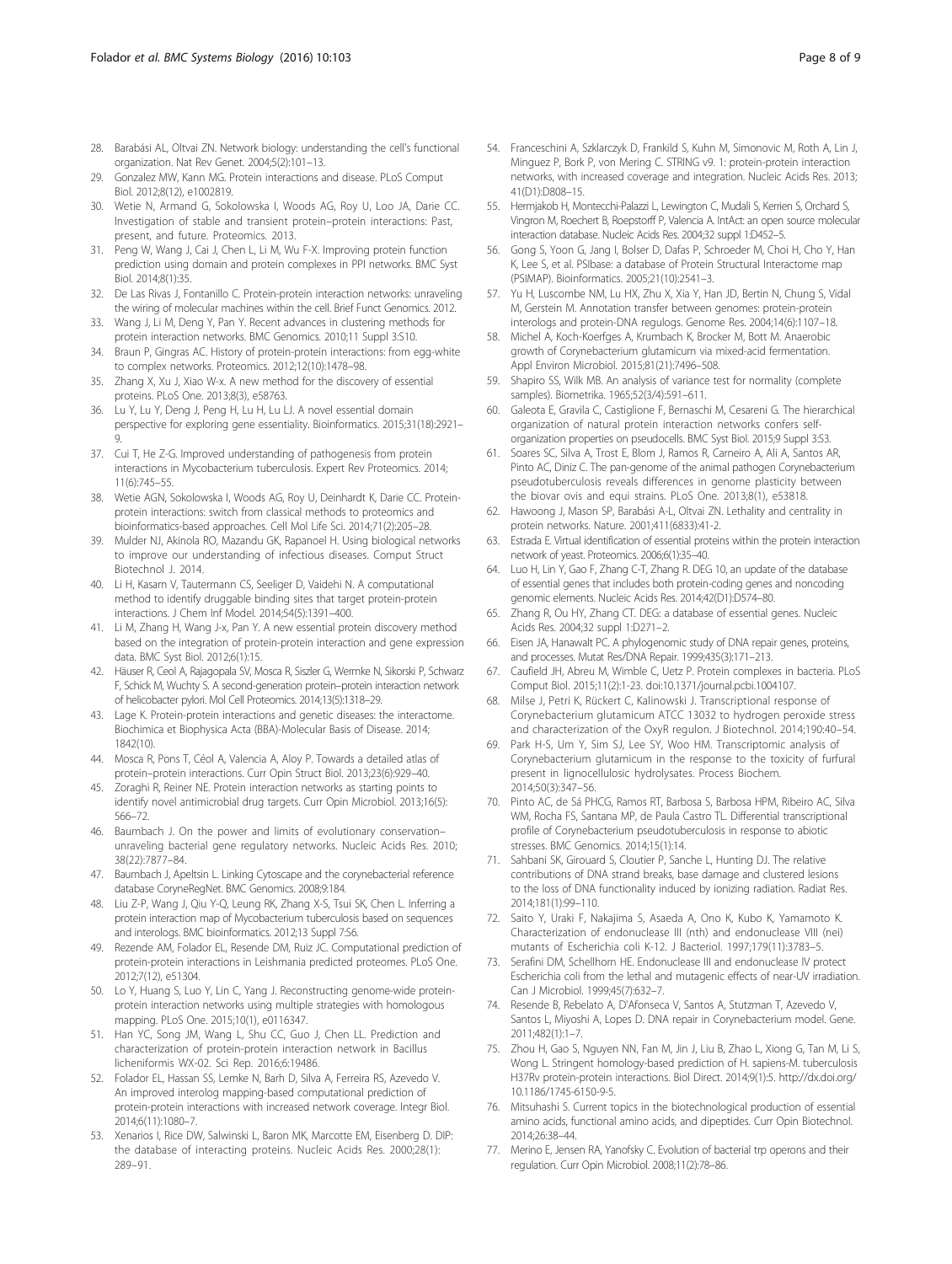28. Barabási AL, Oltvai ZN. Network biology: understanding the cell's functional organization. Nat Rev Genet. 2004;5(2):101–13.
29. Gonzalez MW, Kann MG. Protein interactions and disease. PLoS Comput Biol. 2012;8(12), e1002819.
30. Wetie N, Armand G, Sokolowska I, Woods AG, Roy U, Loo JA, Darie CC. Investigation of stable and transient protein–protein interactions: Past, present, and future. Proteomics. 2013.
31. Peng W, Wang J, Cai J, Chen L, Li M, Wu F-X. Improving protein function prediction using domain and protein complexes in PPI networks. BMC Syst Biol. 2014;8(1):35.
32. De Las Rivas J, Fontanillo C. Protein-protein interaction networks: unraveling the wiring of molecular machines within the cell. Brief Funct Genomics. 2012.
33. Wang J, Li M, Deng Y, Pan Y. Recent advances in clustering methods for protein interaction networks. BMC Genomics. 2010;11 Suppl 3:S10.
34. Braun P, Gingras AC. History of protein-protein interactions: from egg-white to complex networks. Proteomics. 2012;12(10):1478–98.
35. Zhang X, Xu J, Xiao W-x. A new method for the discovery of essential proteins. PLoS One. 2013;8(3), e58763.
36. Lu Y, Lu Y, Deng J, Peng H, Lu H, Lu LJ. A novel essential domain perspective for exploring gene essentiality. Bioinformatics. 2015;31(18):2921–9.
37. Cui T, He Z-G. Improved understanding of pathogenesis from protein interactions in Mycobacterium tuberculosis. Expert Rev Proteomics. 2014; 11(6):745–55.
38. Wetie AGN, Sokolowska I, Woods AG, Roy U, Deinhardt K, Darie CC. Protein-protein interactions: switch from classical methods to proteomics and bioinformatics-based approaches. Cell Mol Life Sci. 2014;71(2):205–28.
39. Mulder NJ, Akinola RO, Mazandu GK, Rapanoel H. Using biological networks to improve our understanding of infectious diseases. Comput Struct Biotechnol J. 2014.
40. Li H, Kasam V, Tautermann CS, Seeliger D, Vaidehi N. A computational method to identify druggable binding sites that target protein-protein interactions. J Chem Inf Model. 2014;54(5):1391–400.
41. Li M, Zhang H, Wang J-x, Pan Y. A new essential protein discovery method based on the integration of protein-protein interaction and gene expression data. BMC Syst Biol. 2012;6(1):15.
42. Häuser R, Ceol A, Rajagopala SV, Mosca R, Siszler G, Wermke N, Sikorski P, Schwarz F, Schick M, Wuchty S. A second-generation protein–protein interaction network of helicobacter pylori. Mol Cell Proteomics. 2014;13(5):1318–29.
43. Lage K. Protein-protein interactions and genetic diseases: the interactome. Biochimica et Biophysica Acta (BBA)-Molecular Basis of Disease. 2014; 1842(10).
44. Mosca R, Pons T, Céol A, Valencia A, Aloy P. Towards a detailed atlas of protein–protein interactions. Curr Opin Struct Biol. 2013;23(6):929–40.
45. Zoraghi R, Reiner NE. Protein interaction networks as starting points to identify novel antimicrobial drug targets. Curr Opin Microbiol. 2013;16(5): 566–72.
46. Baumbach J. On the power and limits of evolutionary conservation–unraveling bacterial gene regulatory networks. Nucleic Acids Res. 2010; 38(22):7877–84.
47. Baumbach J, Apeltsin L. Linking Cytoscape and the corynebacterial reference database CoryneRegNet. BMC Genomics. 2008;9:184.
48. Liu Z-P, Wang J, Qiu Y-Q, Leung RK, Zhang X-S, Tsui SK, Chen L. Inferring a protein interaction map of Mycobacterium tuberculosis based on sequences and interologs. BMC bioinformatics. 2012;13 Suppl 7:S6.
49. Rezende AM, Folador EL, Resende DM, Ruiz JC. Computational prediction of protein-protein interactions in Leishmania predicted proteomes. PLoS One. 2012;7(12), e51304.
50. Lo Y, Huang S, Luo Y, Lin C, Yang J. Reconstructing genome-wide protein-protein interaction networks using multiple strategies with homologous mapping. PLoS One. 2015;10(1), e0116347.
51. Han YC, Song JM, Wang L, Shu CC, Guo J, Chen LL. Prediction and characterization of protein-protein interaction network in Bacillus licheniformis WX-02. Sci Rep. 2016;6:19486.
52. Folador EL, Hassan SS, Lemke N, Barh D, Silva A, Ferreira RS, Azevedo V. An improved interolog mapping-based computational prediction of protein-protein interactions with increased network coverage. Integr Biol. 2014;6(11):1080–7.
53. Xenarios I, Rice DW, Salwinski L, Baron MK, Marcotte EM, Eisenberg D. DIP: the database of interacting proteins. Nucleic Acids Res. 2000;28(1): 289–91.
54. Franceschini A, Szklarczyk D, Frankild S, Kuhn M, Simonovic M, Roth A, Lin J, Minguez P, Bork P, von Mering C. STRING v9. 1: protein-protein interaction networks, with increased coverage and integration. Nucleic Acids Res. 2013; 41(D1):D808–15.
55. Hermjakob H, Montecchi-Palazzi L, Lewington C, Mudali S, Kerrien S, Orchard S, Vingron M, Roechert B, Roepstorff P, Valencia A. IntAct: an open source molecular interaction database. Nucleic Acids Res. 2004;32 suppl 1:D452–5.
56. Gong S, Yoon G, Jang I, Bolser D, Dafas P, Schroeder M, Choi H, Cho Y, Han K, Lee S, et al. PSIbase: a database of Protein Structural Interactome map (PSIMAP). Bioinformatics. 2005;21(10):2541–3.
57. Yu H, Luscombe NM, Lu HX, Zhu X, Xia Y, Han JD, Bertin N, Chung S, Vidal M, Gerstein M. Annotation transfer between genomes: protein-protein interologs and protein-DNA regulogs. Genome Res. 2004;14(6):1107–18.
58. Michel A, Koch-Koerfges A, Krumbach K, Brocker M, Bott M. Anaerobic growth of Corynebacterium glutamicum via mixed-acid fermentation. Appl Environ Microbiol. 2015;81(21):7496–508.
59. Shapiro SS, Wilk MB. An analysis of variance test for normality (complete samples). Biometrika. 1965;52(3/4):591–611.
60. Galeota E, Gravila C, Castiglione F, Bernaschi M, Cesareni G. The hierarchical organization of natural protein interaction networks confers self-organization properties on pseudocells. BMC Syst Biol. 2015;9 Suppl 3:S3.
61. Soares SC, Silva A, Trost E, Blom J, Ramos R, Carneiro A, Ali A, Santos AR, Pinto AC, Diniz C. The pan-genome of the animal pathogen Corynebacterium pseudotuberculosis reveals differences in genome plasticity between the biovar ovis and equi strains. PLoS One. 2013;8(1), e53818.
62. Hawoong J, Mason SP, Barabási A-L, Oltvai ZN. Lethality and centrality in protein networks. Nature. 2001;411(6833):41-2.
63. Estrada E. Virtual identification of essential proteins within the protein interaction network of yeast. Proteomics. 2006;6(1):35–40.
64. Luo H, Lin Y, Gao F, Zhang C-T, Zhang R. DEG 10, an update of the database of essential genes that includes both protein-coding genes and noncoding genomic elements. Nucleic Acids Res. 2014;42(D1):D574–80.
65. Zhang R, Ou HY, Zhang CT. DEG: a database of essential genes. Nucleic Acids Res. 2004;32 suppl 1:D271–2.
66. Eisen JA, Hanawalt PC. A phylogenomic study of DNA repair genes, proteins, and processes. Mutat Res/DNA Repair. 1999;435(3):171–213.
67. Caufield JH, Abreu M, Wimble C, Uetz P. Protein complexes in bacteria. PLoS Comput Biol. 2015;11(2):1-23. doi:10.1371/journal.pcbi.1004107.
68. Milse J, Petri K, Rückert C, Kalinowski J. Transcriptional response of Corynebacterium glutamicum ATCC 13032 to hydrogen peroxide stress and characterization of the OxyR regulon. J Biotechnol. 2014;190:40–54.
69. Park H-S, Um Y, Sim SJ, Lee SY, Woo HM. Transcriptomic analysis of Corynebacterium glutamicum in the response to the toxicity of furfural present in lignocellulosic hydrolysates. Process Biochem. 2014;50(3):347–56.
70. Pinto AC, de Sá PHCG, Ramos RT, Barbosa S, Barbosa HPM, Ribeiro AC, Silva WM, Rocha FS, Santana MP, de Paula Castro TL. Differential transcriptional profile of Corynebacterium pseudotuberculosis in response to abiotic stresses. BMC Genomics. 2014;15(1):14.
71. Sahbani SK, Girouard S, Cloutier P, Sanche L, Hunting DJ. The relative contributions of DNA strand breaks, base damage and clustered lesions to the loss of DNA functionality induced by ionizing radiation. Radiat Res. 2014;181(1):99–110.
72. Saito Y, Uraki F, Nakajima S, Asaeda A, Ono K, Kubo K, Yamamoto K. Characterization of endonuclease III (nth) and endonuclease VIII (nei) mutants of Escherichia coli K-12. J Bacteriol. 1997;179(11):3783–5.
73. Serafini DM, Schellhorn HE. Endonuclease III and endonuclease IV protect Escherichia coli from the lethal and mutagenic effects of near-UV irradiation. Can J Microbiol. 1999;45(7):632–7.
74. Resende B, Rebelato A, D'Afonseca V, Santos A, Stutzman T, Azevedo V, Santos L, Miyoshi A, Lopes D. DNA repair in Corynebacterium model. Gene. 2011;482(1):1–7.
75. Zhou H, Gao S, Nguyen NN, Fan M, Jin J, Liu B, Zhao L, Xiong G, Tan M, Li S, Wong L. Stringent homology-based prediction of H. sapiens-M. tuberculosis H37Rv protein-protein interactions. Biol Direct. 2014;9(1):5. http://dx.doi.org/10.1186/1745-6150-9-5.
76. Mitsuhashi S. Current topics in the biotechnological production of essential amino acids, functional amino acids, and dipeptides. Curr Opin Biotechnol. 2014;26:38–44.
77. Merino E, Jensen RA, Yanofsky C. Evolution of bacterial trp operons and their regulation. Curr Opin Microbiol. 2008;11(2):78–86.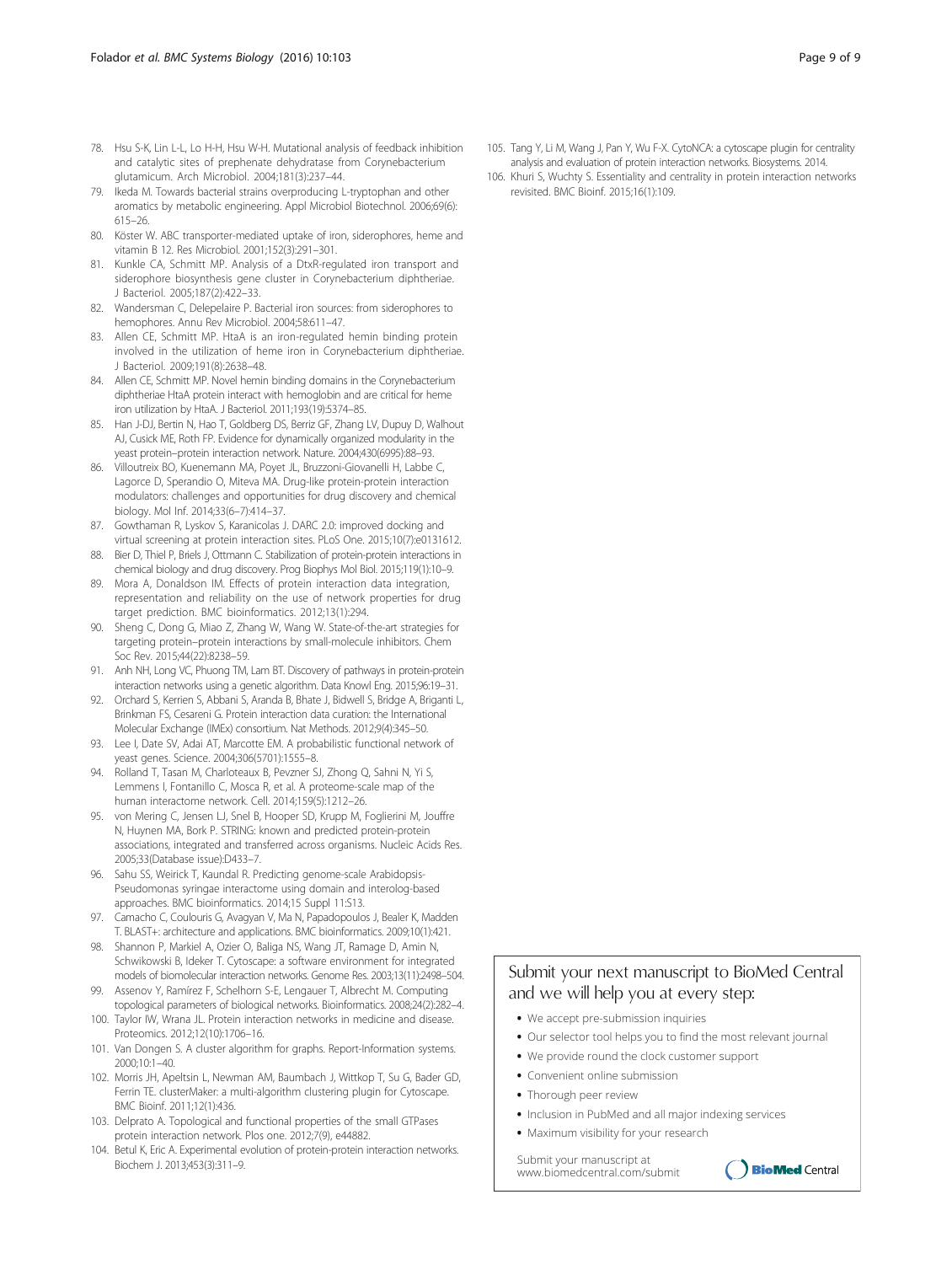78. Hsu S-K, Lin L-L, Lo H-H, Hsu W-H. Mutational analysis of feedback inhibition and catalytic sites of prephenate dehydratase from Corynebacterium glutamicum. Arch Microbiol. 2004;181(3):237–44.
79. Ikeda M. Towards bacterial strains overproducing L-tryptophan and other aromatics by metabolic engineering. Appl Microbiol Biotechnol. 2006;69(6): 615–26.
80. Köster W. ABC transporter-mediated uptake of iron, siderophores, heme and vitamin B 12. Res Microbiol. 2001;152(3):291–301.
81. Kunkle CA, Schmitt MP. Analysis of a DtxR-regulated iron transport and siderophore biosynthesis gene cluster in Corynebacterium diphtheriae. J Bacteriol. 2005;187(2):422–33.
82. Wandersman C, Delepelaire P. Bacterial iron sources: from siderophores to hemophores. Annu Rev Microbiol. 2004;58:611–47.
83. Allen CE, Schmitt MP. HtaA is an iron-regulated hemin binding protein involved in the utilization of heme iron in Corynebacterium diphtheriae. J Bacteriol. 2009;191(8):2638–48.
84. Allen CE, Schmitt MP. Novel hemin binding domains in the Corynebacterium diphtheriae HtaA protein interact with hemoglobin and are critical for heme iron utilization by HtaA. J Bacteriol. 2011;193(19):5374–85.
85. Han J-DJ, Bertin N, Hao T, Goldberg DS, Berriz GF, Zhang LV, Dupuy D, Walhout AJ, Cusick ME, Roth FP. Evidence for dynamically organized modularity in the yeast protein–protein interaction network. Nature. 2004;430(6995):88–93.
86. Villoutreix BO, Kuenemann MA, Poyet JL, Bruzzoni-Giovanelli H, Labbe C, Lagorce D, Sperandio O, Miteva MA. Drug-like protein-protein interaction modulators: challenges and opportunities for drug discovery and chemical biology. Mol Inf. 2014;33(6–7):414–37.
87. Gowthaman R, Lyskov S, Karanicolas J. DARC 2.0: improved docking and virtual screening at protein interaction sites. PLoS One. 2015;10(7):e0131612.
88. Bier D, Thiel P, Briels J, Ottmann C. Stabilization of protein-protein interactions in chemical biology and drug discovery. Prog Biophys Mol Biol. 2015;119(1):10–9.
89. Mora A, Donaldson IM. Effects of protein interaction data integration, representation and reliability on the use of network properties for drug target prediction. BMC bioinformatics. 2012;13(1):294.
90. Sheng C, Dong G, Miao Z, Zhang W, Wang W. State-of-the-art strategies for targeting protein–protein interactions by small-molecule inhibitors. Chem Soc Rev. 2015;44(22):8238–59.
91. Anh NH, Long VC, Phuong TM, Lam BT. Discovery of pathways in protein-protein interaction networks using a genetic algorithm. Data Knowl Eng. 2015;96:19–31.
92. Orchard S, Kerrien S, Abbani S, Aranda B, Bhate J, Bidwell S, Bridge A, Briganti L, Brinkman FS, Cesareni G. Protein interaction data curation: the International Molecular Exchange (IMEx) consortium. Nat Methods. 2012;9(4):345–50.
93. Lee I, Date SV, Adai AT, Marcotte EM. A probabilistic functional network of yeast genes. Science. 2004;306(5701):1555–8.
94. Rolland T, Tasan M, Charloteaux B, Pevzner SJ, Zhong Q, Sahni N, Yi S, Lemmens I, Fontanillo C, Mosca R, et al. A proteome-scale map of the human interactome network. Cell. 2014;159(5):1212–26.
95. von Mering C, Jensen LJ, Snel B, Hooper SD, Krupp M, Foglierini M, Jouffre N, Huynen MA, Bork P. STRING: known and predicted protein-protein associations, integrated and transferred across organisms. Nucleic Acids Res. 2005;33(Database issue):D433–7.
96. Sahu SS, Weirick T, Kaundal R. Predicting genome-scale Arabidopsis-Pseudomonas syringae interactome using domain and interolog-based approaches. BMC bioinformatics. 2014;15 Suppl 11:S13.
97. Camacho C, Coulouris G, Avagyan V, Ma N, Papadopoulos J, Bealer K, Madden T. BLAST+: architecture and applications. BMC bioinformatics. 2009;10(1):421.
98. Shannon P, Markiel A, Ozier O, Baliga NS, Wang JT, Ramage D, Amin N, Schwikowski B, Ideker T. Cytoscape: a software environment for integrated models of biomolecular interaction networks. Genome Res. 2003;13(11):2498–504.
99. Assenov Y, Ramírez F, Schelhorn S-E, Lengauer T, Albrecht M. Computing topological parameters of biological networks. Bioinformatics. 2008;24(2):282–4.
100. Taylor IW, Wrana JL. Protein interaction networks in medicine and disease. Proteomics. 2012;12(10):1706–16.
101. Van Dongen S. A cluster algorithm for graphs. Report-Information systems. 2000;10:1–40.
102. Morris JH, Apeltsin L, Newman AM, Baumbach J, Wittkop T, Su G, Bader GD, Ferrin TE. clusterMaker: a multi-algorithm clustering plugin for Cytoscape. BMC Bioinf. 2011;12(1):436.
103. Delprato A. Topological and functional properties of the small GTPases protein interaction network. Plos one. 2012;7(9), e44882.
104. Betul K, Eric A. Experimental evolution of protein-protein interaction networks. Biochem J. 2013;453(3):311–9.
105. Tang Y, Li M, Wang J, Pan Y, Wu F-X. CytoNCA: a cytoscape plugin for centrality analysis and evaluation of protein interaction networks. Biosystems. 2014.
106. Khuri S, Wuchty S. Essentiality and centrality in protein interaction networks revisited. BMC Bioinf. 2015;16(1):109.

Submit your next manuscript to BioMed Central and we will help you at every step:

- We accept pre-submission inquiries
- Our selector tool helps you to find the most relevant journal
- We provide round the clock customer support
- Convenient online submission
- Thorough peer review
- Inclusion in PubMed and all major indexing services
- Maximum visibility for your research

Submit your manuscript at www.biomedcentral.com/submit

BioMed Central